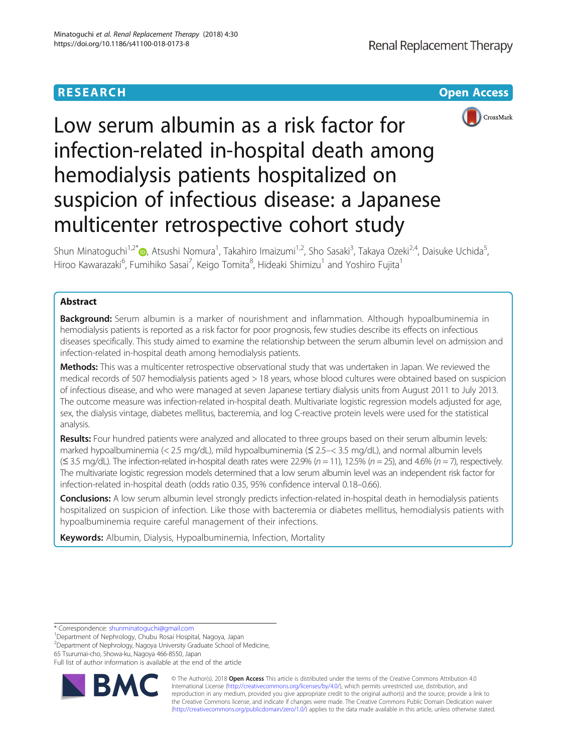**RESEARCH** **Open Access**

# Low serum albumin as a risk factor for infection-related in-hospital death among hemodialysis patients hospitalized on suspicion of infectious disease: a Japanese multicenter retrospective cohort study

Shun Minatoguchi[1,2*], Atsushi Nomura[1], Takahiro Imaizumi[1,2], Sho Sasaki[3], Takaya Ozeki[2,4], Daisuke Uchida[5], Hiroo Kawarazaki[6], Fumihiko Sasai[7], Keigo Tomita[8], Hideaki Shimizu[1] and Yoshiro Fujita[1]

## Abstract

**Background:** Serum albumin is a marker of nourishment and inflammation. Although hypoalbuminemia in hemodialysis patients is reported as a risk factor for poor prognosis, few studies describe its effects on infectious diseases specifically. This study aimed to examine the relationship between the serum albumin level on admission and infection-related in-hospital death among hemodialysis patients.

**Methods:** This was a multicenter retrospective observational study that was undertaken in Japan. We reviewed the medical records of 507 hemodialysis patients aged > 18 years, whose blood cultures were obtained based on suspicion of infectious disease, and who were managed at seven Japanese tertiary dialysis units from August 2011 to July 2013. The outcome measure was infection-related in-hospital death. Multivariate logistic regression models adjusted for age, sex, the dialysis vintage, diabetes mellitus, bacteremia, and log C-reactive protein levels were used for the statistical analysis.

**Results:** Four hundred patients were analyzed and allocated to three groups based on their serum albumin levels: marked hypoalbuminemia (< 2.5 mg/dL), mild hypoalbuminemia (≦ 2.5–< 3.5 mg/dL), and normal albumin levels (≦ 3.5 mg/dL). The infection-related in-hospital death rates were 22.9% ($n = 11$), 12.5% ($n = 25$), and 4.6% ($n = 7$), respectively. The multivariate logistic regression models determined that a low serum albumin level was an independent risk factor for infection-related in-hospital death (odds ratio 0.35, 95% confidence interval 0.18–0.66).

**Conclusions:** A low serum albumin level strongly predicts infection-related in-hospital death in hemodialysis patients hospitalized on suspicion of infection. Like those with bacteremia or diabetes mellitus, hemodialysis patients with hypoalbuminemia require careful management of their infections.

**Keywords:** Albumin, Dialysis, Hypoalbuminemia, Infection, Mortality

---

* Correspondence: shunminatoguchi@gmail.com
[1]Department of Nephrology, Chubu Rosai Hospital, Nagoya, Japan
[2]Department of Nephrology, Nagoya University Graduate School of Medicine, 65 Tsurumai-cho, Showa-ku, Nagoya 466-8550, Japan
Full list of author information is available at the end of the article

© The Author(s). 2018 **Open Access** This article is distributed under the terms of the Creative Commons Attribution 4.0 International License (http://creativecommons.org/licenses/by/4.0/), which permits unrestricted use, distribution, and reproduction in any medium, provided you give appropriate credit to the original author(s) and the source, provide a link to the Creative Commons license, and indicate if changes were made. The Creative Commons Public Domain Dedication waiver (http://creativecommons.org/publicdomain/zero/1.0/) applies to the data made available in this article, unless otherwise stated.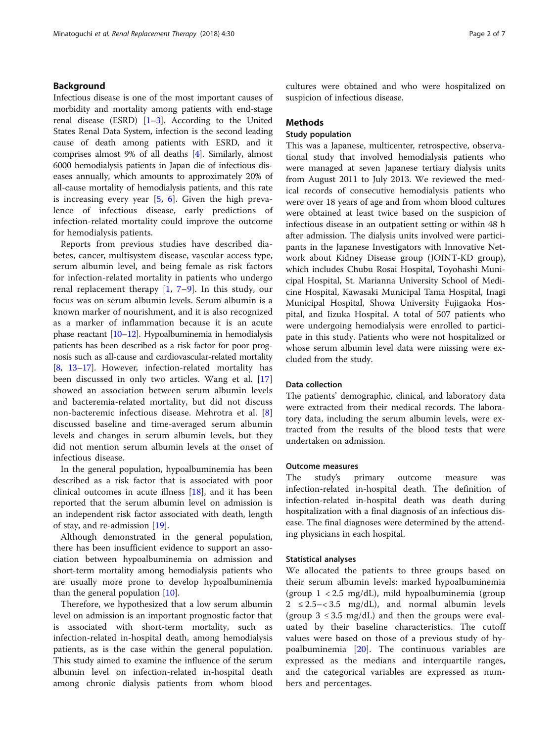## Background

Infectious disease is one of the most important causes of morbidity and mortality among patients with end-stage renal disease (ESRD) [1–3]. According to the United States Renal Data System, infection is the second leading cause of death among patients with ESRD, and it comprises almost 9% of all deaths [4]. Similarly, almost 6000 hemodialysis patients in Japan die of infectious diseases annually, which amounts to approximately 20% of all-cause mortality of hemodialysis patients, and this rate is increasing every year [5, 6]. Given the high prevalence of infectious disease, early predictions of infection-related mortality could improve the outcome for hemodialysis patients.

Reports from previous studies have described diabetes, cancer, multisystem disease, vascular access type, serum albumin level, and being female as risk factors for infection-related mortality in patients who undergo renal replacement therapy [1, 7–9]. In this study, our focus was on serum albumin levels. Serum albumin is a known marker of nourishment, and it is also recognized as a marker of inflammation because it is an acute phase reactant [10–12]. Hypoalbuminemia in hemodialysis patients has been described as a risk factor for poor prognosis such as all-cause and cardiovascular-related mortality [8, 13–17]. However, infection-related mortality has been discussed in only two articles. Wang et al. [17] showed an association between serum albumin levels and bacteremia-related mortality, but did not discuss non-bacteremic infectious disease. Mehrotra et al. [8] discussed baseline and time-averaged serum albumin levels and changes in serum albumin levels, but they did not mention serum albumin levels at the onset of infectious disease.

In the general population, hypoalbuminemia has been described as a risk factor that is associated with poor clinical outcomes in acute illness [18], and it has been reported that the serum albumin level on admission is an independent risk factor associated with death, length of stay, and re-admission [19].

Although demonstrated in the general population, there has been insufficient evidence to support an association between hypoalbuminemia on admission and short-term mortality among hemodialysis patients who are usually more prone to develop hypoalbuminemia than the general population [10].

Therefore, we hypothesized that a low serum albumin level on admission is an important prognostic factor that is associated with short-term mortality, such as infection-related in-hospital death, among hemodialysis patients, as is the case within the general population. This study aimed to examine the influence of the serum albumin level on infection-related in-hospital death among chronic dialysis patients from whom blood cultures were obtained and who were hospitalized on suspicion of infectious disease.

## Methods

### Study population

This was a Japanese, multicenter, retrospective, observational study that involved hemodialysis patients who were managed at seven Japanese tertiary dialysis units from August 2011 to July 2013. We reviewed the medical records of consecutive hemodialysis patients who were over 18 years of age and from whom blood cultures were obtained at least twice based on the suspicion of infectious disease in an outpatient setting or within 48 h after admission. The dialysis units involved were participants in the Japanese Investigators with Innovative Network about Kidney Disease group (JOINT-KD group), which includes Chubu Rosai Hospital, Toyohashi Municipal Hospital, St. Marianna University School of Medicine Hospital, Kawasaki Municipal Tama Hospital, Inagi Municipal Hospital, Showa University Fujigaoka Hospital, and Iizuka Hospital. A total of 507 patients who were undergoing hemodialysis were enrolled to participate in this study. Patients who were not hospitalized or whose serum albumin level data were missing were excluded from the study.

### Data collection

The patients' demographic, clinical, and laboratory data were extracted from their medical records. The laboratory data, including the serum albumin levels, were extracted from the results of the blood tests that were undertaken on admission.

### Outcome measures

The study's primary outcome measure was infection-related in-hospital death. The definition of infection-related in-hospital death was death during hospitalization with a final diagnosis of an infectious disease. The final diagnoses were determined by the attending physicians in each hospital.

### Statistical analyses

We allocated the patients to three groups based on their serum albumin levels: marked hypoalbuminemia (group 1 < 2.5 mg/dL), mild hypoalbuminemia (group 2 ≤ 2.5–< 3.5 mg/dL), and normal albumin levels (group 3 ≤ 3.5 mg/dL) and then the groups were evaluated by their baseline characteristics. The cutoff values were based on those of a previous study of hypoalbuminemia [20]. The continuous variables are expressed as the medians and interquartile ranges, and the categorical variables are expressed as numbers and percentages.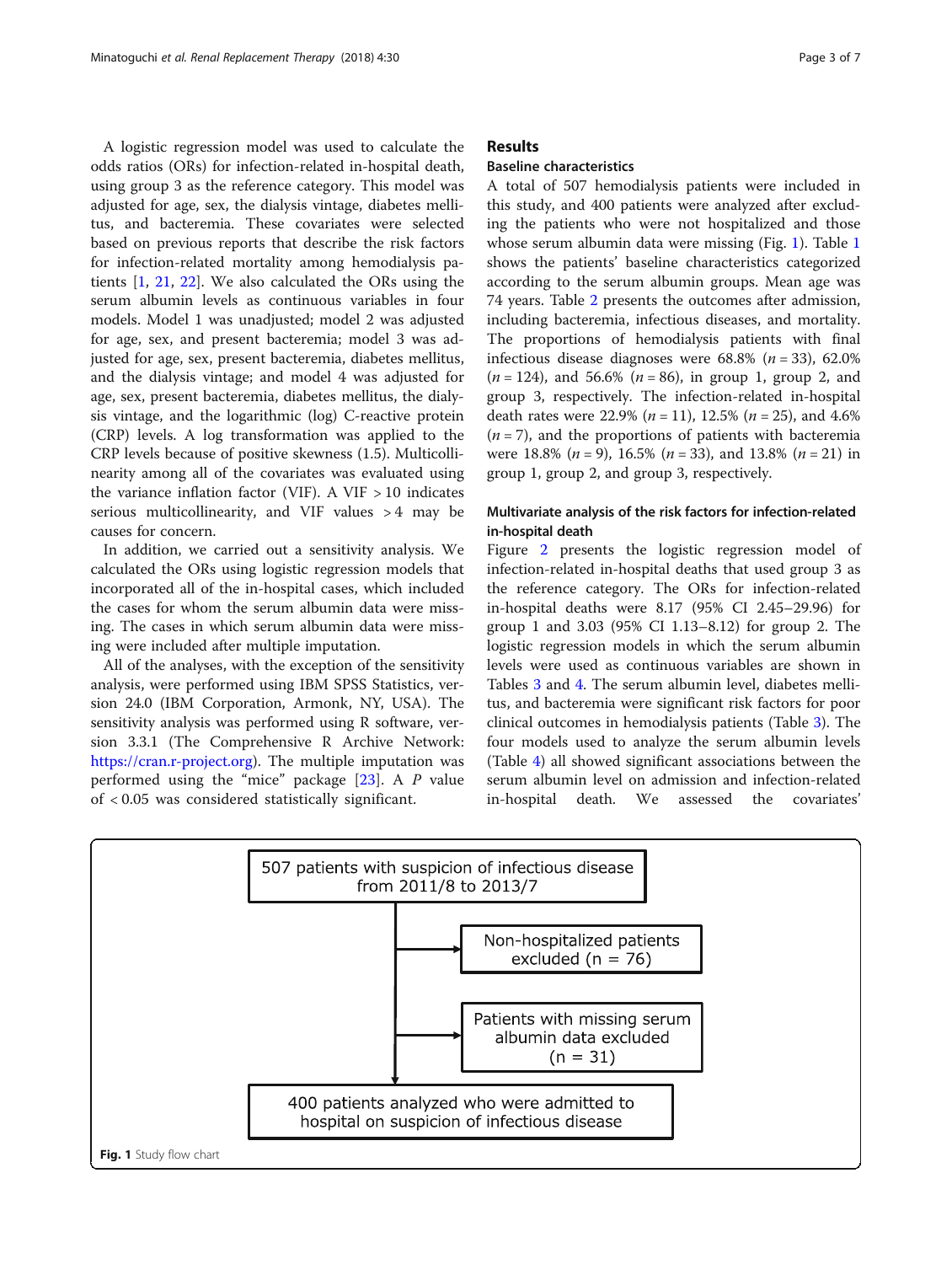A logistic regression model was used to calculate the odds ratios (ORs) for infection-related in-hospital death, using group 3 as the reference category. This model was adjusted for age, sex, the dialysis vintage, diabetes mellitus, and bacteremia. These covariates were selected based on previous reports that describe the risk factors for infection-related mortality among hemodialysis patients [1, 21, 22]. We also calculated the ORs using the serum albumin levels as continuous variables in four models. Model 1 was unadjusted; model 2 was adjusted for age, sex, and present bacteremia; model 3 was adjusted for age, sex, present bacteremia, diabetes mellitus, and the dialysis vintage; and model 4 was adjusted for age, sex, present bacteremia, diabetes mellitus, the dialysis vintage, and the logarithmic (log) C-reactive protein (CRP) levels. A log transformation was applied to the CRP levels because of positive skewness (1.5). Multicollinearity among all of the covariates was evaluated using the variance inflation factor (VIF). A VIF > 10 indicates serious multicollinearity, and VIF values > 4 may be causes for concern.

In addition, we carried out a sensitivity analysis. We calculated the ORs using logistic regression models that incorporated all of the in-hospital cases, which included the cases for whom the serum albumin data were missing. The cases in which serum albumin data were missing were included after multiple imputation.

All of the analyses, with the exception of the sensitivity analysis, were performed using IBM SPSS Statistics, version 24.0 (IBM Corporation, Armonk, NY, USA). The sensitivity analysis was performed using R software, version 3.3.1 (The Comprehensive R Archive Network: https://cran.r-project.org). The multiple imputation was performed using the "mice" package [23]. A *P* value of < 0.05 was considered statistically significant.

## Results

### Baseline characteristics

A total of 507 hemodialysis patients were included in this study, and 400 patients were analyzed after excluding the patients who were not hospitalized and those whose serum albumin data were missing (Fig. 1). Table 1 shows the patients' baseline characteristics categorized according to the serum albumin groups. Mean age was 74 years. Table 2 presents the outcomes after admission, including bacteremia, infectious diseases, and mortality. The proportions of hemodialysis patients with final infectious disease diagnoses were 68.8% (*n* = 33), 62.0% (*n* = 124), and 56.6% (*n* = 86), in group 1, group 2, and group 3, respectively. The infection-related in-hospital death rates were 22.9% (*n* = 11), 12.5% (*n* = 25), and 4.6% (*n* = 7), and the proportions of patients with bacteremia were 18.8% (*n* = 9), 16.5% (*n* = 33), and 13.8% (*n* = 21) in group 1, group 2, and group 3, respectively.

### Multivariate analysis of the risk factors for infection-related in-hospital death

Figure 2 presents the logistic regression model of infection-related in-hospital deaths that used group 3 as the reference category. The ORs for infection-related in-hospital deaths were 8.17 (95% CI 2.45–29.96) for group 1 and 3.03 (95% CI 1.13–8.12) for group 2. The logistic regression models in which the serum albumin levels were used as continuous variables are shown in Tables 3 and 4. The serum albumin level, diabetes mellitus, and bacteremia were significant risk factors for poor clinical outcomes in hemodialysis patients (Table 3). The four models used to analyze the serum albumin levels (Table 4) all showed significant associations between the serum albumin level on admission and infection-related in-hospital death. We assessed the covariates'

507 patients with suspicion of infectious disease from 2011/8 to 2013/7

Non-hospitalized patients excluded (n = 76)

Patients with missing serum albumin data excluded (n = 31)

400 patients analyzed who were admitted to hospital on suspicion of infectious disease

**Fig. 1** Study flow chart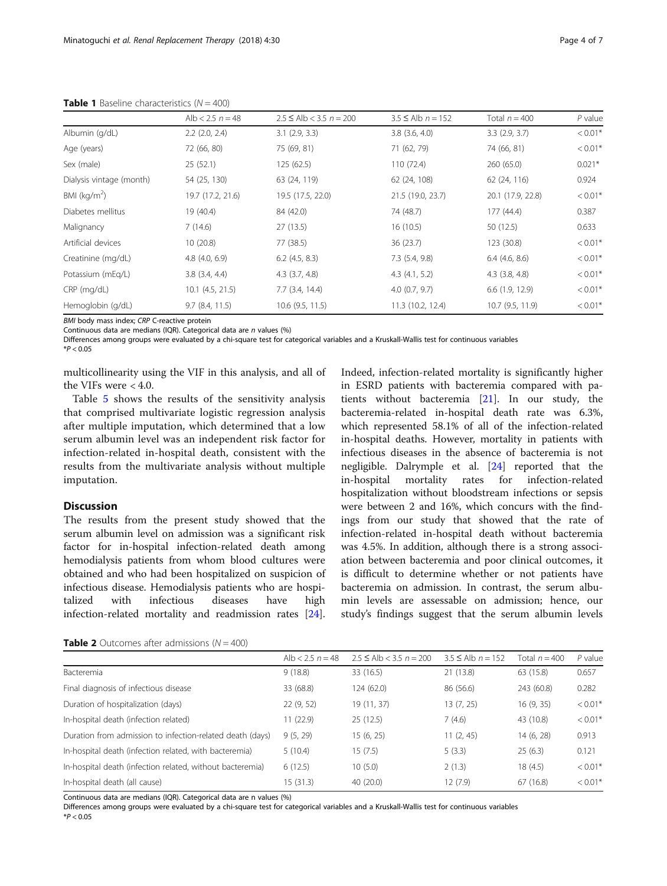**Table 1** Baseline characteristics ($N = 400$)

| | Alb < 2.5 $n = 48$ | 2.5 ≤ Alb < 3.5 $n = 200$ | 3.5 ≤ Alb $n = 152$ | Total $n = 400$ | $P$ value |
|---|---|---|---|---|---|
| Albumin (g/dL) | 2.2 (2.0, 2.4) | 3.1 (2.9, 3.3) | 3.8 (3.6, 4.0) | 3.3 (2.9, 3.7) | < 0.01* |
| Age (years) | 72 (66, 80) | 75 (69, 81) | 71 (62, 79) | 74 (66, 81) | < 0.01* |
| Sex (male) | 25 (52.1) | 125 (62.5) | 110 (72.4) | 260 (65.0) | 0.021* |
| Dialysis vintage (month) | 54 (25, 130) | 63 (24, 119) | 62 (24, 108) | 62 (24, 116) | 0.924 |
| BMI (kg/m$^2$) | 19.7 (17.2, 21.6) | 19.5 (17.5, 22.0) | 21.5 (19.0, 23.7) | 20.1 (17.9, 22.8) | < 0.01* |
| Diabetes mellitus | 19 (40.4) | 84 (42.0) | 74 (48.7) | 177 (44.4) | 0.387 |
| Malignancy | 7 (14.6) | 27 (13.5) | 16 (10.5) | 50 (12.5) | 0.633 |
| Artificial devices | 10 (20.8) | 77 (38.5) | 36 (23.7) | 123 (30.8) | < 0.01* |
| Creatinine (mg/dL) | 4.8 (4.0, 6.9) | 6.2 (4.5, 8.3) | 7.3 (5.4, 9.8) | 6.4 (4.6, 8.6) | < 0.01* |
| Potassium (mEq/L) | 3.8 (3.4, 4.4) | 4.3 (3.7, 4.8) | 4.3 (4.1, 5.2) | 4.3 (3.8, 4.8) | < 0.01* |
| CRP (mg/dL) | 10.1 (4.5, 21.5) | 7.7 (3.4, 14.4) | 4.0 (0.7, 9.7) | 6.6 (1.9, 12.9) | < 0.01* |
| Hemoglobin (g/dL) | 9.7 (8.4, 11.5) | 10.6 (9.5, 11.5) | 11.3 (10.2, 12.4) | 10.7 (9.5, 11.9) | < 0.01* |

*BMI* body mass index; *CRP* C-reactive protein
Continuous data are medians (IQR). Categorical data are *n* values (%)
Differences among groups were evaluated by a chi-square test for categorical variables and a Kruskall-Wallis test for continuous variables
*$P < 0.05$

multicollinearity using the VIF in this analysis, and all of the VIFs were < 4.0.

Table 5 shows the results of the sensitivity analysis that comprised multivariate logistic regression analysis after multiple imputation, which determined that a low serum albumin level was an independent risk factor for infection-related in-hospital death, consistent with the results from the multivariate analysis without multiple imputation.

## Discussion

The results from the present study showed that the serum albumin level on admission was a significant risk factor for in-hospital infection-related death among hemodialysis patients from whom blood cultures were obtained and who had been hospitalized on suspicion of infectious disease. Hemodialysis patients who are hospitalized with infectious diseases have high infection-related mortality and readmission rates [24]. Indeed, infection-related mortality is significantly higher in ESRD patients with bacteremia compared with patients without bacteremia [21]. In our study, the bacteremia-related in-hospital death rate was 6.3%, which represented 58.1% of all of the infection-related in-hospital deaths. However, mortality in patients with infectious diseases in the absence of bacteremia is not negligible. Dalrymple et al. [24] reported that the in-hospital mortality rates for infection-related hospitalization without bloodstream infections or sepsis were between 2 and 16%, which concurs with the findings from our study that showed that the rate of infection-related in-hospital death without bacteremia was 4.5%. In addition, although there is a strong association between bacteremia and poor clinical outcomes, it is difficult to determine whether or not patients have bacteremia on admission. In contrast, the serum albumin levels are assessable on admission; hence, our study's findings suggest that the serum albumin levels

**Table 2** Outcomes after admissions ($N = 400$)

| | Alb < 2.5 $n = 48$ | 2.5 ≤ Alb < 3.5 $n = 200$ | 3.5 ≤ Alb $n = 152$ | Total $n = 400$ | $P$ value |
|---|---|---|---|---|---|
| Bacteremia | 9 (18.8) | 33 (16.5) | 21 (13.8) | 63 (15.8) | 0.657 |
| Final diagnosis of infectious disease | 33 (68.8) | 124 (62.0) | 86 (56.6) | 243 (60.8) | 0.282 |
| Duration of hospitalization (days) | 22 (9, 52) | 19 (11, 37) | 13 (7, 25) | 16 (9, 35) | < 0.01* |
| In-hospital death (infection related) | 11 (22.9) | 25 (12.5) | 7 (4.6) | 43 (10.8) | < 0.01* |
| Duration from admission to infection-related death (days) | 9 (5, 29) | 15 (6, 25) | 11 (2, 45) | 14 (6, 28) | 0.913 |
| In-hospital death (infection related, with bacteremia) | 5 (10.4) | 15 (7.5) | 5 (3.3) | 25 (6.3) | 0.121 |
| In-hospital death (infection related, without bacteremia) | 6 (12.5) | 10 (5.0) | 2 (1.3) | 18 (4.5) | < 0.01* |
| In-hospital death (all cause) | 15 (31.3) | 40 (20.0) | 12 (7.9) | 67 (16.8) | < 0.01* |

Continuous data are medians (IQR). Categorical data are n values (%)
Differences among groups were evaluated by a chi-square test for categorical variables and a Kruskall-Wallis test for continuous variables
*$P < 0.05$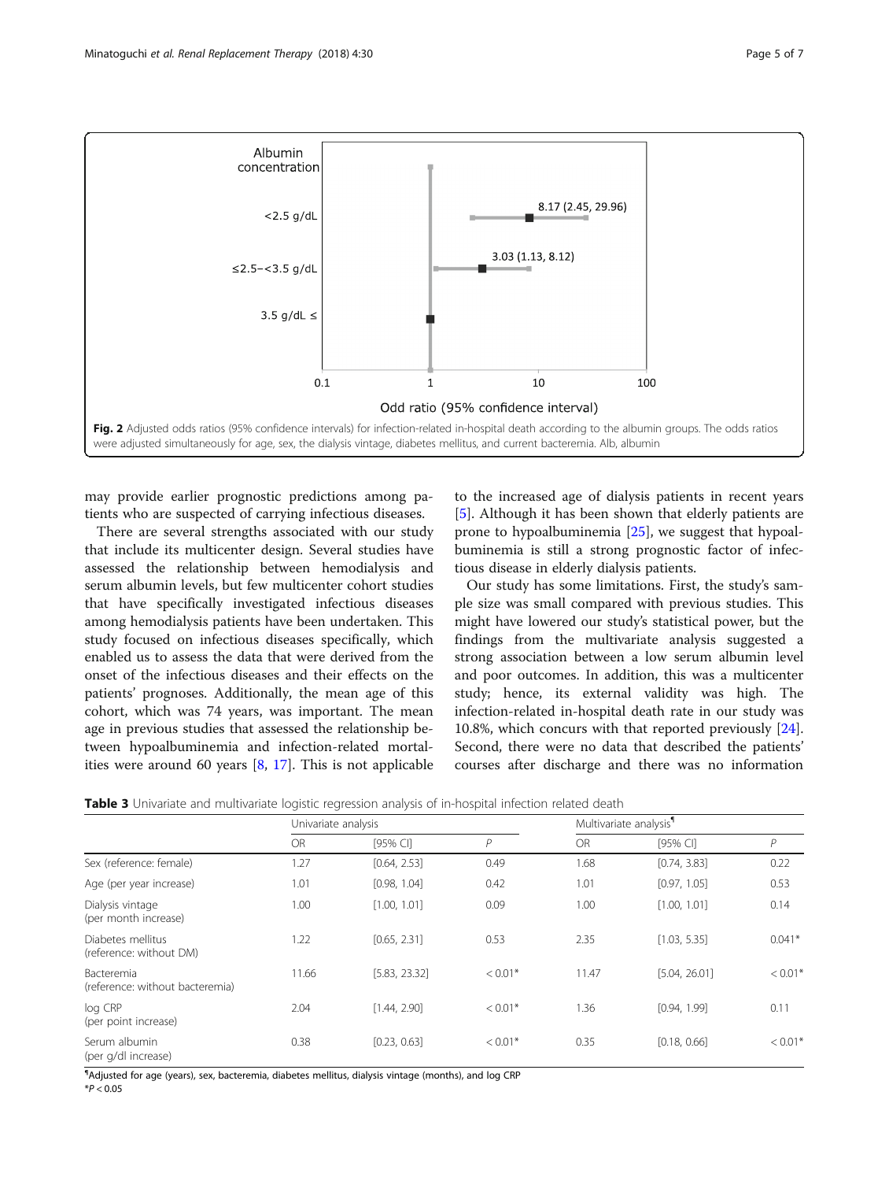**Fig. 2** Adjusted odds ratios (95% confidence intervals) for infection-related in-hospital death according to the albumin groups. The odds ratios were adjusted simultaneously for age, sex, the dialysis vintage, diabetes mellitus, and current bacteremia. Alb, albumin

may provide earlier prognostic predictions among patients who are suspected of carrying infectious diseases.

There are several strengths associated with our study that include its multicenter design. Several studies have assessed the relationship between hemodialysis and serum albumin levels, but few multicenter cohort studies that have specifically investigated infectious diseases among hemodialysis patients have been undertaken. This study focused on infectious diseases specifically, which enabled us to assess the data that were derived from the onset of the infectious diseases and their effects on the patients' prognoses. Additionally, the mean age of this cohort, which was 74 years, was important. The mean age in previous studies that assessed the relationship between hypoalbuminemia and infection-related mortalities were around 60 years [8, 17]. This is not applicable to the increased age of dialysis patients in recent years [5]. Although it has been shown that elderly patients are prone to hypoalbuminemia [25], we suggest that hypoalbuminemia is still a strong prognostic factor of infectious disease in elderly dialysis patients.

Our study has some limitations. First, the study's sample size was small compared with previous studies. This might have lowered our study's statistical power, but the findings from the multivariate analysis suggested a strong association between a low serum albumin level and poor outcomes. In addition, this was a multicenter study; hence, its external validity was high. The infection-related in-hospital death rate in our study was 10.8%, which concurs with that reported previously [24]. Second, there were no data that described the patients' courses after discharge and there was no information

**Table 3** Univariate and multivariate logistic regression analysis of in-hospital infection related death

| | Univariate analysis | | | Multivariate analysis¶ | | |
|---|---|---|---|---|---|---|
| | OR | [95% CI] | P | OR | [95% CI] | P |
| Sex (reference: female) | 1.27 | [0.64, 2.53] | 0.49 | 1.68 | [0.74, 3.83] | 0.22 |
| Age (per year increase) | 1.01 | [0.98, 1.04] | 0.42 | 1.01 | [0.97, 1.05] | 0.53 |
| Dialysis vintage (per month increase) | 1.00 | [1.00, 1.01] | 0.09 | 1.00 | [1.00, 1.01] | 0.14 |
| Diabetes mellitus (reference: without DM) | 1.22 | [0.65, 2.31] | 0.53 | 2.35 | [1.03, 5.35] | 0.041* |
| Bacteremia (reference: without bacteremia) | 11.66 | [5.83, 23.32] | < 0.01* | 11.47 | [5.04, 26.01] | < 0.01* |
| log CRP (per point increase) | 2.04 | [1.44, 2.90] | < 0.01* | 1.36 | [0.94, 1.99] | 0.11 |
| Serum albumin (per g/dl increase) | 0.38 | [0.23, 0.63] | < 0.01* | 0.35 | [0.18, 0.66] | < 0.01* |

¶Adjusted for age (years), sex, bacteremia, diabetes mellitus, dialysis vintage (months), and log CRP
*$P < 0.05$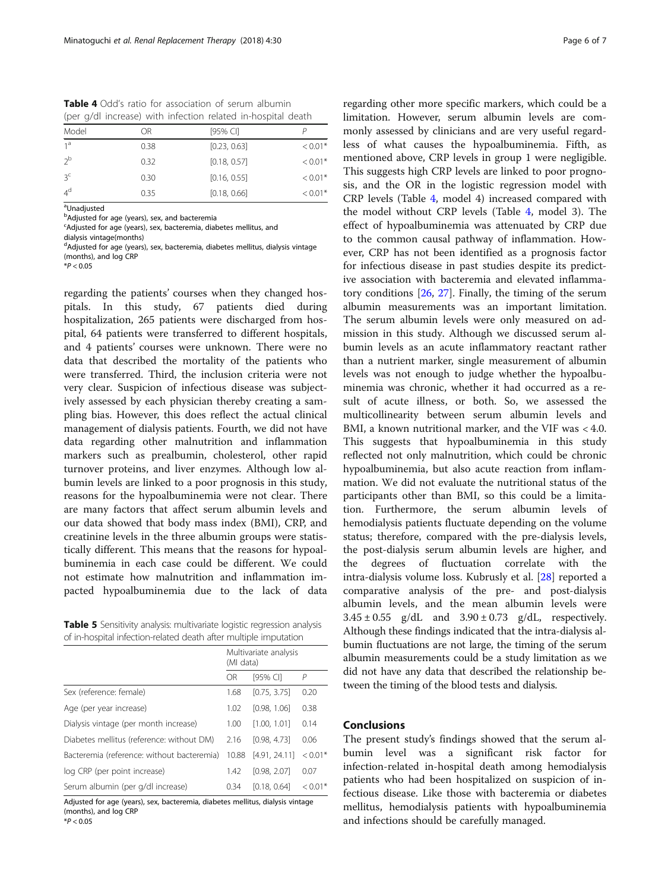**Table 4** Odd's ratio for association of serum albumin (per g/dl increase) with infection related in-hospital death

| Model | OR | [95% CI] | P |
|---|---|---|---|
| 1[a] | 0.38 | [0.23, 0.63] | < 0.01* |
| 2[b] | 0.32 | [0.18, 0.57] | < 0.01* |
| 3[c] | 0.30 | [0.16, 0.55] | < 0.01* |
| 4[d] | 0.35 | [0.18, 0.66] | < 0.01* |

[a]Unadjusted
[b]Adjusted for age (years), sex, and bacteremia
[c]Adjusted for age (years), sex, bacteremia, diabetes mellitus, and dialysis vintage(months)
[d]Adjusted for age (years), sex, bacteremia, diabetes mellitus, dialysis vintage (months), and log CRP
*$P < 0.05$

regarding the patients' courses when they changed hospitals. In this study, 67 patients died during hospitalization, 265 patients were discharged from hospital, 64 patients were transferred to different hospitals, and 4 patients' courses were unknown. There were no data that described the mortality of the patients who were transferred. Third, the inclusion criteria were not very clear. Suspicion of infectious disease was subjectively assessed by each physician thereby creating a sampling bias. However, this does reflect the actual clinical management of dialysis patients. Fourth, we did not have data regarding other malnutrition and inflammation markers such as prealbumin, cholesterol, other rapid turnover proteins, and liver enzymes. Although low albumin levels are linked to a poor prognosis in this study, reasons for the hypoalbuminemia were not clear. There are many factors that affect serum albumin levels and our data showed that body mass index (BMI), CRP, and creatinine levels in the three albumin groups were statistically different. This means that the reasons for hypoalbuminemia in each case could be different. We could not estimate how malnutrition and inflammation impacted hypoalbuminemia due to the lack of data

**Table 5** Sensitivity analysis: multivariate logistic regression analysis of in-hospital infection-related death after multiple imputation

| | Multivariate analysis (MI data) | | |
|---|---|---|---|
| | OR | [95% CI] | P |
| Sex (reference: female) | 1.68 | [0.75, 3.75] | 0.20 |
| Age (per year increase) | 1.02 | [0.98, 1.06] | 0.38 |
| Dialysis vintage (per month increase) | 1.00 | [1.00, 1.01] | 0.14 |
| Diabetes mellitus (reference: without DM) | 2.16 | [0.98, 4.73] | 0.06 |
| Bacteremia (reference: without bacteremia) | 10.88 | [4.91, 24.11] | < 0.01* |
| log CRP (per point increase) | 1.42 | [0.98, 2.07] | 0.07 |
| Serum albumin (per g/dl increase) | 0.34 | [0.18, 0.64] | < 0.01* |

Adjusted for age (years), sex, bacteremia, diabetes mellitus, dialysis vintage (months), and log CRP
*$P < 0.05$

regarding other more specific markers, which could be a limitation. However, serum albumin levels are commonly assessed by clinicians and are very useful regardless of what causes the hypoalbuminemia. Fifth, as mentioned above, CRP levels in group 1 were negligible. This suggests high CRP levels are linked to poor prognosis, and the OR in the logistic regression model with CRP levels (Table 4, model 4) increased compared with the model without CRP levels (Table 4, model 3). The effect of hypoalbuminemia was attenuated by CRP due to the common causal pathway of inflammation. However, CRP has not been identified as a prognosis factor for infectious disease in past studies despite its predictive association with bacteremia and elevated inflammatory conditions [26, 27]. Finally, the timing of the serum albumin measurements was an important limitation. The serum albumin levels were only measured on admission in this study. Although we discussed serum albumin levels as an acute inflammatory reactant rather than a nutrient marker, single measurement of albumin levels was not enough to judge whether the hypoalbuminemia was chronic, whether it had occurred as a result of acute illness, or both. So, we assessed the multicollinearity between serum albumin levels and BMI, a known nutritional marker, and the VIF was < 4.0. This suggests that hypoalbuminemia in this study reflected not only malnutrition, which could be chronic hypoalbuminemia, but also acute reaction from inflammation. We did not evaluate the nutritional status of the participants other than BMI, so this could be a limitation. Furthermore, the serum albumin levels of hemodialysis patients fluctuate depending on the volume status; therefore, compared with the pre-dialysis levels, the post-dialysis serum albumin levels are higher, and the degrees of fluctuation correlate with the intra-dialysis volume loss. Kubrusly et al. [28] reported a comparative analysis of the pre- and post-dialysis albumin levels, and the mean albumin levels were $3.45 \pm 0.55$ g/dL and $3.90 \pm 0.73$ g/dL, respectively. Although these findings indicated that the intra-dialysis albumin fluctuations are not large, the timing of the serum albumin measurements could be a study limitation as we did not have any data that described the relationship between the timing of the blood tests and dialysis.

## Conclusions

The present study's findings showed that the serum albumin level was a significant risk factor for infection-related in-hospital death among hemodialysis patients who had been hospitalized on suspicion of infectious disease. Like those with bacteremia or diabetes mellitus, hemodialysis patients with hypoalbuminemia and infections should be carefully managed.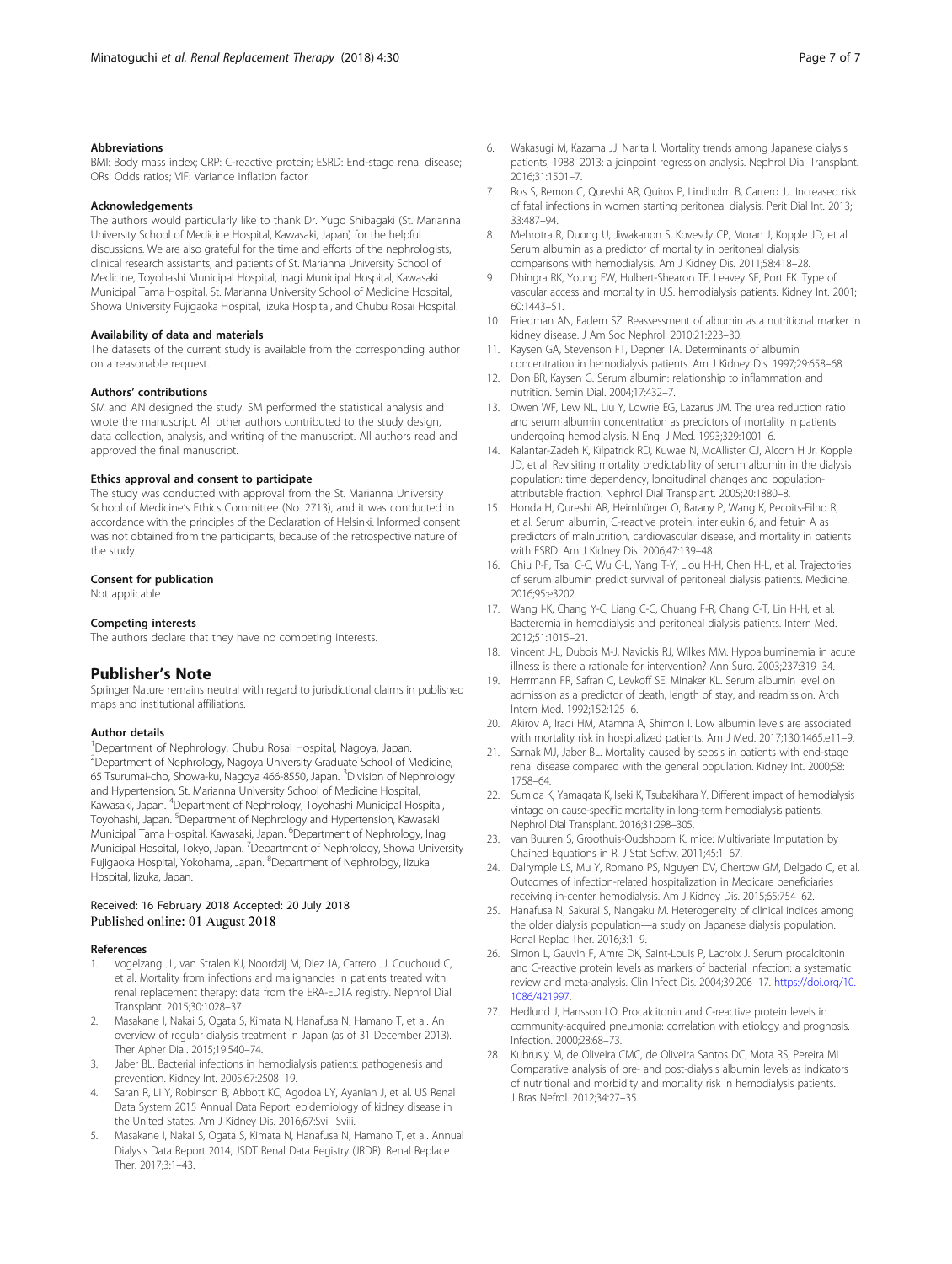#### Abbreviations

BMI: Body mass index; CRP: C-reactive protein; ESRD: End-stage renal disease; ORs: Odds ratios; VIF: Variance inflation factor

#### Acknowledgements

The authors would particularly like to thank Dr. Yugo Shibagaki (St. Marianna University School of Medicine Hospital, Kawasaki, Japan) for the helpful discussions. We are also grateful for the time and efforts of the nephrologists, clinical research assistants, and patients of St. Marianna University School of Medicine, Toyohashi Municipal Hospital, Inagi Municipal Hospital, Kawasaki Municipal Tama Hospital, St. Marianna University School of Medicine Hospital, Showa University Fujigaoka Hospital, Iizuka Hospital, and Chubu Rosai Hospital.

#### Availability of data and materials

The datasets of the current study is available from the corresponding author on a reasonable request.

#### Authors' contributions

SM and AN designed the study. SM performed the statistical analysis and wrote the manuscript. All other authors contributed to the study design, data collection, analysis, and writing of the manuscript. All authors read and approved the final manuscript.

#### Ethics approval and consent to participate

The study was conducted with approval from the St. Marianna University School of Medicine's Ethics Committee (No. 2713), and it was conducted in accordance with the principles of the Declaration of Helsinki. Informed consent was not obtained from the participants, because of the retrospective nature of the study.

#### Consent for publication

Not applicable

#### Competing interests

The authors declare that they have no competing interests.

## Publisher's Note

Springer Nature remains neutral with regard to jurisdictional claims in published maps and institutional affiliations.

#### Author details

[1]Department of Nephrology, Chubu Rosai Hospital, Nagoya, Japan. [2]Department of Nephrology, Nagoya University Graduate School of Medicine, 65 Tsurumai-cho, Showa-ku, Nagoya 466-8550, Japan. [3]Division of Nephrology and Hypertension, St. Marianna University School of Medicine Hospital, Kawasaki, Japan. [4]Department of Nephrology, Toyohashi Municipal Hospital, Toyohashi, Japan. [5]Department of Nephrology and Hypertension, Kawasaki Municipal Tama Hospital, Kawasaki, Japan. [6]Department of Nephrology, Inagi Municipal Hospital, Tokyo, Japan. [7]Department of Nephrology, Showa University Fujigaoka Hospital, Yokohama, Japan. [8]Department of Nephrology, Iizuka Hospital, Iizuka, Japan.

Received: 16 February 2018 Accepted: 20 July 2018
Published online: 01 August 2018

#### References

1. Vogelzang JL, van Stralen KJ, Noordzij M, Diez JA, Carrero JJ, Couchoud C, et al. Mortality from infections and malignancies in patients treated with renal replacement therapy: data from the ERA-EDTA registry. Nephrol Dial Transplant. 2015;30:1028–37.
2. Masakane I, Nakai S, Ogata S, Kimata N, Hanafusa N, Hamano T, et al. An overview of regular dialysis treatment in Japan (as of 31 December 2013). Ther Apher Dial. 2015;19:540–74.
3. Jaber BL. Bacterial infections in hemodialysis patients: pathogenesis and prevention. Kidney Int. 2005;67:2508–19.
4. Saran R, Li Y, Robinson B, Abbott KC, Agodoa LY, Ayanian J, et al. US Renal Data System 2015 Annual Data Report: epidemiology of kidney disease in the United States. Am J Kidney Dis. 2016;67:Svii–Sviii.
5. Masakane I, Nakai S, Ogata S, Kimata N, Hanafusa N, Hamano T, et al. Annual Dialysis Data Report 2014, JSDT Renal Data Registry (JRDR). Renal Replace Ther. 2017;3:1–43.
6. Wakasugi M, Kazama JJ, Narita I. Mortality trends among Japanese dialysis patients, 1988–2013: a joinpoint regression analysis. Nephrol Dial Transplant. 2016;31:1501–7.
7. Ros S, Remon C, Qureshi AR, Quiros P, Lindholm B, Carrero JJ. Increased risk of fatal infections in women starting peritoneal dialysis. Perit Dial Int. 2013; 33:487–94.
8. Mehrotra R, Duong U, Jiwakanon S, Kovesdy CP, Moran J, Kopple JD, et al. Serum albumin as a predictor of mortality in peritoneal dialysis: comparisons with hemodialysis. Am J Kidney Dis. 2011;58:418–28.
9. Dhingra RK, Young EW, Hulbert-Shearon TE, Leavey SF, Port FK. Type of vascular access and mortality in U.S. hemodialysis patients. Kidney Int. 2001; 60:1443–51.
10. Friedman AN, Fadem SZ. Reassessment of albumin as a nutritional marker in kidney disease. J Am Soc Nephrol. 2010;21:223–30.
11. Kaysen GA, Stevenson FT, Depner TA. Determinants of albumin concentration in hemodialysis patients. Am J Kidney Dis. 1997;29:658–68.
12. Don BR, Kaysen G. Serum albumin: relationship to inflammation and nutrition. Semin Dial. 2004;17:432–7.
13. Owen WF, Lew NL, Liu Y, Lowrie EG, Lazarus JM. The urea reduction ratio and serum albumin concentration as predictors of mortality in patients undergoing hemodialysis. N Engl J Med. 1993;329:1001–6.
14. Kalantar-Zadeh K, Kilpatrick RD, Kuwae N, McAllister CJ, Alcorn H Jr, Kopple JD, et al. Revisiting mortality predictability of serum albumin in the dialysis population: time dependency, longitudinal changes and population-attributable fraction. Nephrol Dial Transplant. 2005;20:1880–8.
15. Honda H, Qureshi AR, Heimbürger O, Barany P, Wang K, Pecoits-Filho R, et al. Serum albumin, C-reactive protein, interleukin 6, and fetuin A as predictors of malnutrition, cardiovascular disease, and mortality in patients with ESRD. Am J Kidney Dis. 2006;47:139–48.
16. Chiu P-F, Tsai C-C, Wu C-L, Yang T-Y, Liou H-H, Chen H-L, et al. Trajectories of serum albumin predict survival of peritoneal dialysis patients. Medicine. 2016;95:e3202.
17. Wang I-K, Chang Y-C, Liang C-C, Chuang F-R, Chang C-T, Lin H-H, et al. Bacteremia in hemodialysis and peritoneal dialysis patients. Intern Med. 2012;51:1015–21.
18. Vincent J-L, Dubois M-J, Navickis RJ, Wilkes MM. Hypoalbuminemia in acute illness: is there a rationale for intervention? Ann Surg. 2003;237:319–34.
19. Herrmann FR, Safran C, Levkoff SE, Minaker KL. Serum albumin level on admission as a predictor of death, length of stay, and readmission. Arch Intern Med. 1992;152:125–6.
20. Akirov A, Iraqi HM, Atamna A, Shimon I. Low albumin levels are associated with mortality risk in hospitalized patients. Am J Med. 2017;130:1465.e11–9.
21. Sarnak MJ, Jaber BL. Mortality caused by sepsis in patients with end-stage renal disease compared with the general population. Kidney Int. 2000;58: 1758–64.
22. Sumida K, Yamagata K, Iseki K, Tsubakihara Y. Different impact of hemodialysis vintage on cause-specific mortality in long-term hemodialysis patients. Nephrol Dial Transplant. 2016;31:298–305.
23. van Buuren S, Groothuis-Oudshoorn K. mice: Multivariate Imputation by Chained Equations in R. J Stat Softw. 2011;45:1–67.
24. Dalrymple LS, Mu Y, Romano PS, Nguyen DV, Chertow GM, Delgado C, et al. Outcomes of infection-related hospitalization in Medicare beneficiaries receiving in-center hemodialysis. Am J Kidney Dis. 2015;65:754–62.
25. Hanafusa N, Sakurai S, Nangaku M. Heterogeneity of clinical indices among the older dialysis population—a study on Japanese dialysis population. Renal Replac Ther. 2016;3:1–9.
26. Simon L, Gauvin F, Amre DK, Saint-Louis P, Lacroix J. Serum procalcitonin and C-reactive protein levels as markers of bacterial infection: a systematic review and meta-analysis. Clin Infect Dis. 2004;39:206–17. https://doi.org/10.1086/421997.
27. Hedlund J, Hansson LO. Procalcitonin and C-reactive protein levels in community-acquired pneumonia: correlation with etiology and prognosis. Infection. 2000;28:68–73.
28. Kubrusly M, de Oliveira CMC, de Oliveira Santos DC, Mota RS, Pereira ML. Comparative analysis of pre- and post-dialysis albumin levels as indicators of nutritional and morbidity and mortality risk in hemodialysis patients. J Bras Nefrol. 2012;34:27–35.